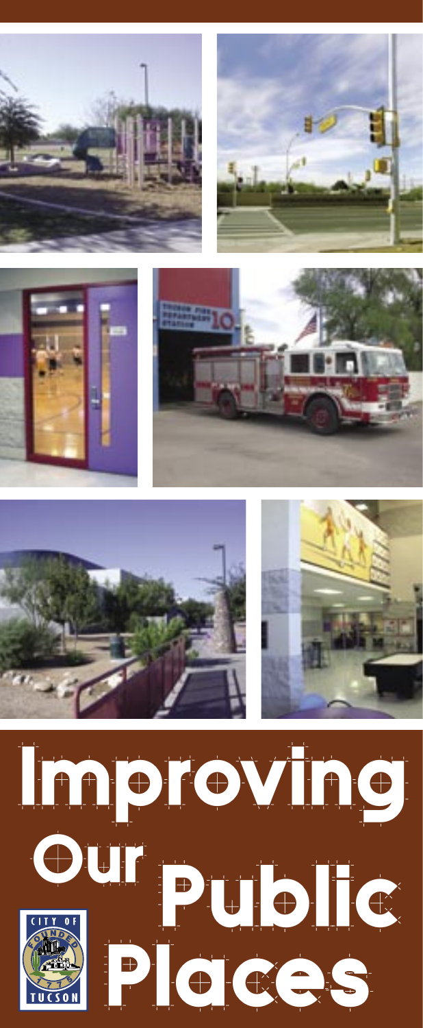# Improving Our Public Places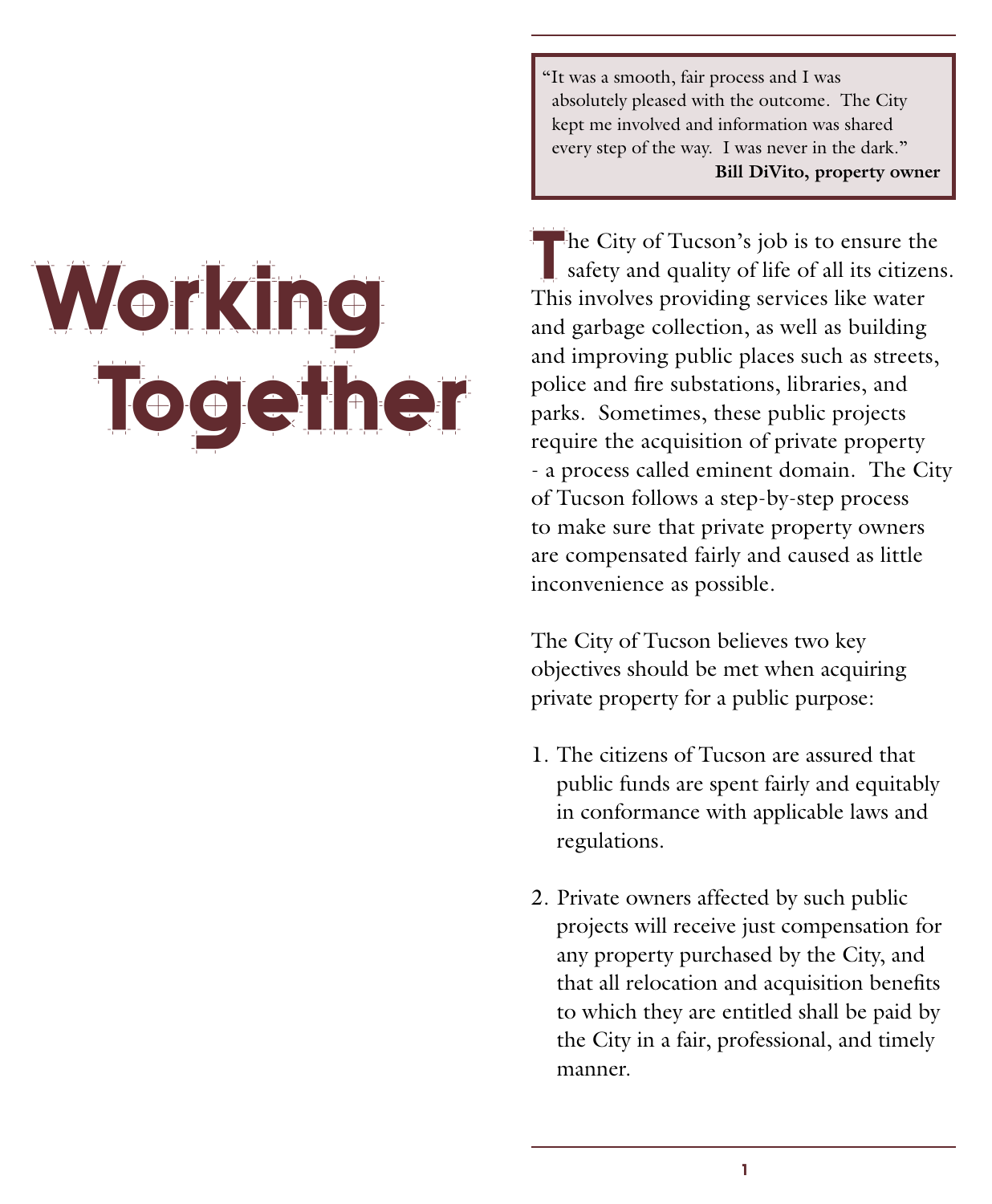# Working Together

> "It was a smooth, fair process and I was absolutely pleased with the outcome. The City kept me involved and information was shared every step of the way. I was never in the dark."
>
> **Bill DiVito, property owner**

The City of Tucson's job is to ensure the safety and quality of life of all its citizens. This involves providing services like water and garbage collection, as well as building and improving public places such as streets, police and fire substations, libraries, and parks. Sometimes, these public projects require the acquisition of private property - a process called eminent domain. The City of Tucson follows a step-by-step process to make sure that private property owners are compensated fairly and caused as little inconvenience as possible.

The City of Tucson believes two key objectives should be met when acquiring private property for a public purpose:

1. The citizens of Tucson are assured that public funds are spent fairly and equitably in conformance with applicable laws and regulations.

2. Private owners affected by such public projects will receive just compensation for any property purchased by the City, and that all relocation and acquisition benefits to which they are entitled shall be paid by the City in a fair, professional, and timely manner.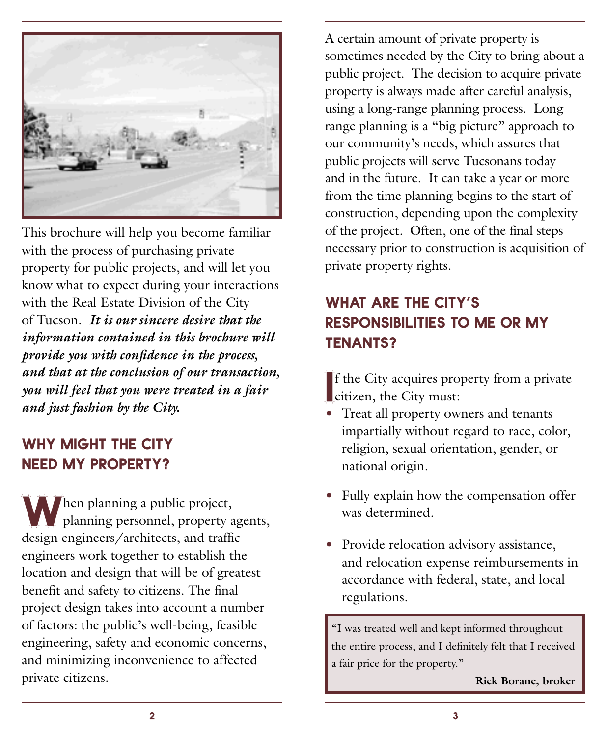This brochure will help you become familiar with the process of purchasing private property for public projects, and will let you know what to expect during your interactions with the Real Estate Division of the City of Tucson. ***It is our sincere desire that the information contained in this brochure will provide you with confidence in the process, and that at the conclusion of our transaction, you will feel that you were treated in a fair and just fashion by the City.***

## WHY MIGHT THE CITY NEED MY PROPERTY?

When planning a public project, planning personnel, property agents, design engineers/architects, and traffic engineers work together to establish the location and design that will be of greatest benefit and safety to citizens. The final project design takes into account a number of factors: the public's well-being, feasible engineering, safety and economic concerns, and minimizing inconvenience to affected private citizens.

A certain amount of private property is sometimes needed by the City to bring about a public project. The decision to acquire private property is always made after careful analysis, using a long-range planning process. Long range planning is a "big picture" approach to our community's needs, which assures that public projects will serve Tucsonans today and in the future. It can take a year or more from the time planning begins to the start of construction, depending upon the complexity of the project. Often, one of the final steps necessary prior to construction is acquisition of private property rights.

## WHAT ARE THE CITY'S RESPONSIBILITIES TO ME OR MY TENANTS?

If the City acquires property from a private citizen, the City must:

- Treat all property owners and tenants impartially without regard to race, color, religion, sexual orientation, gender, or national origin.
- Fully explain how the compensation offer was determined.
- Provide relocation advisory assistance, and relocation expense reimbursements in accordance with federal, state, and local regulations.

> "I was treated well and kept informed throughout the entire process, and I definitely felt that I received a fair price for the property."
>
> **Rick Borane, broker**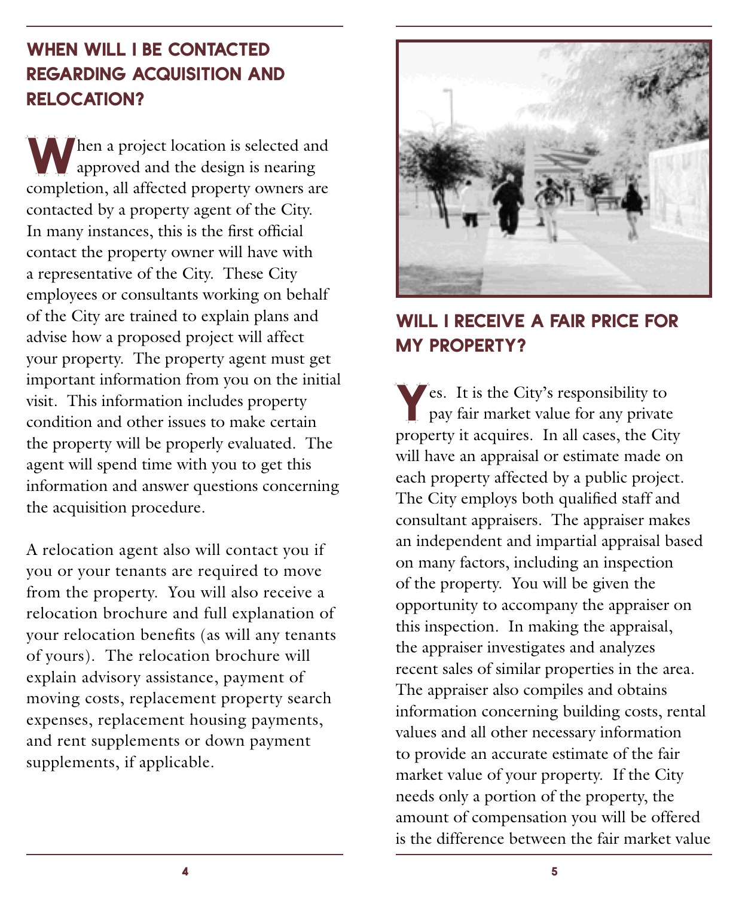## WHEN WILL I BE CONTACTED REGARDING ACQUISITION AND RELOCATION?

When a project location is selected and approved and the design is nearing completion, all affected property owners are contacted by a property agent of the City. In many instances, this is the first official contact the property owner will have with a representative of the City. These City employees or consultants working on behalf of the City are trained to explain plans and advise how a proposed project will affect your property. The property agent must get important information from you on the initial visit. This information includes property condition and other issues to make certain the property will be properly evaluated. The agent will spend time with you to get this information and answer questions concerning the acquisition procedure.

A relocation agent also will contact you if you or your tenants are required to move from the property. You will also receive a relocation brochure and full explanation of your relocation benefits (as will any tenants of yours). The relocation brochure will explain advisory assistance, payment of moving costs, replacement property search expenses, replacement housing payments, and rent supplements or down payment supplements, if applicable.

## WILL I RECEIVE A FAIR PRICE FOR MY PROPERTY?

Yes. It is the City's responsibility to pay fair market value for any private property it acquires. In all cases, the City will have an appraisal or estimate made on each property affected by a public project. The City employs both qualified staff and consultant appraisers. The appraiser makes an independent and impartial appraisal based on many factors, including an inspection of the property. You will be given the opportunity to accompany the appraiser on this inspection. In making the appraisal, the appraiser investigates and analyzes recent sales of similar properties in the area. The appraiser also compiles and obtains information concerning building costs, rental values and all other necessary information to provide an accurate estimate of the fair market value of your property. If the City needs only a portion of the property, the amount of compensation you will be offered is the difference between the fair market value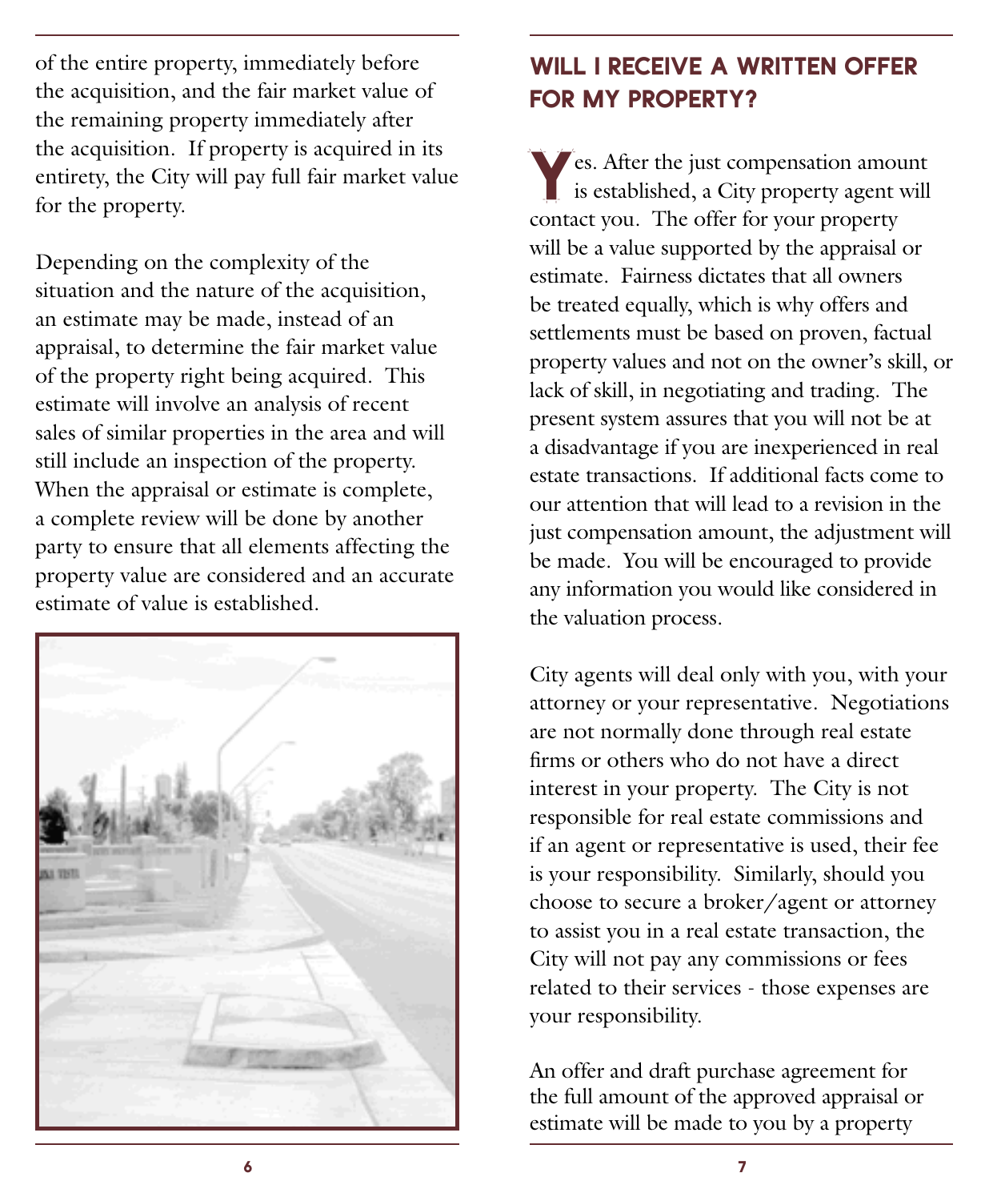of the entire property, immediately before the acquisition, and the fair market value of the remaining property immediately after the acquisition. If property is acquired in its entirety, the City will pay full fair market value for the property.

Depending on the complexity of the situation and the nature of the acquisition, an estimate may be made, instead of an appraisal, to determine the fair market value of the property right being acquired. This estimate will involve an analysis of recent sales of similar properties in the area and will still include an inspection of the property. When the appraisal or estimate is complete, a complete review will be done by another party to ensure that all elements affecting the property value are considered and an accurate estimate of value is established.

## WILL I RECEIVE A WRITTEN OFFER FOR MY PROPERTY?

Yes. After the just compensation amount is established, a City property agent will contact you. The offer for your property will be a value supported by the appraisal or estimate. Fairness dictates that all owners be treated equally, which is why offers and settlements must be based on proven, factual property values and not on the owner's skill, or lack of skill, in negotiating and trading. The present system assures that you will not be at a disadvantage if you are inexperienced in real estate transactions. If additional facts come to our attention that will lead to a revision in the just compensation amount, the adjustment will be made. You will be encouraged to provide any information you would like considered in the valuation process.

City agents will deal only with you, with your attorney or your representative. Negotiations are not normally done through real estate firms or others who do not have a direct interest in your property. The City is not responsible for real estate commissions and if an agent or representative is used, their fee is your responsibility. Similarly, should you choose to secure a broker/agent or attorney to assist you in a real estate transaction, the City will not pay any commissions or fees related to their services - those expenses are your responsibility.

An offer and draft purchase agreement for the full amount of the approved appraisal or estimate will be made to you by a property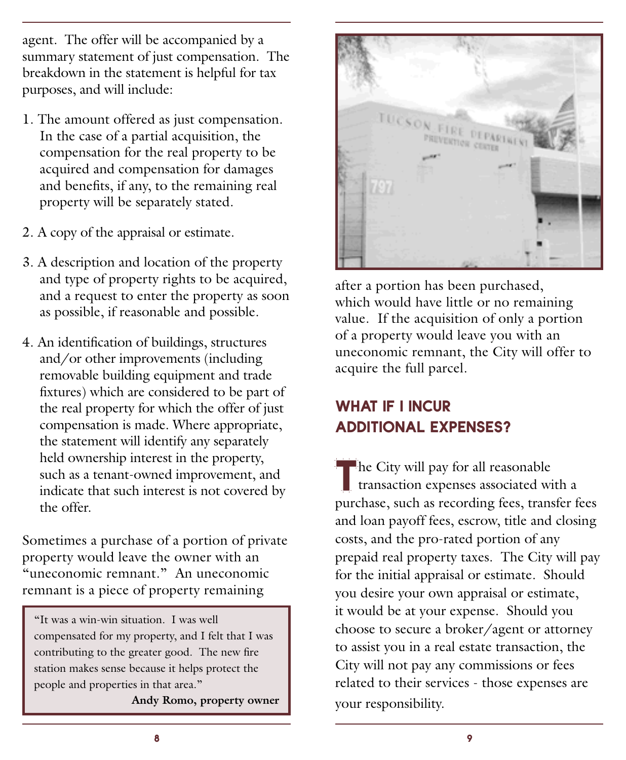agent. The offer will be accompanied by a summary statement of just compensation. The breakdown in the statement is helpful for tax purposes, and will include:

1. The amount offered as just compensation. In the case of a partial acquisition, the compensation for the real property to be acquired and compensation for damages and benefits, if any, to the remaining real property will be separately stated.

2. A copy of the appraisal or estimate.

3. A description and location of the property and type of property rights to be acquired, and a request to enter the property as soon as possible, if reasonable and possible.

4. An identification of buildings, structures and/or other improvements (including removable building equipment and trade fixtures) which are considered to be part of the real property for which the offer of just compensation is made. Where appropriate, the statement will identify any separately held ownership interest in the property, such as a tenant-owned improvement, and indicate that such interest is not covered by the offer.

Sometimes a purchase of a portion of private property would leave the owner with an "uneconomic remnant." An uneconomic remnant is a piece of property remaining after a portion has been purchased, which would have little or no remaining value. If the acquisition of only a portion of a property would leave you with an uneconomic remnant, the City will offer to acquire the full parcel.

> "It was a win-win situation. I was well compensated for my property, and I felt that I was contributing to the greater good. The new fire station makes sense because it helps protect the people and properties in that area."
>
> **Andy Romo, property owner**

## WHAT IF I INCUR ADDITIONAL EXPENSES?

The City will pay for all reasonable transaction expenses associated with a purchase, such as recording fees, transfer fees and loan payoff fees, escrow, title and closing costs, and the pro-rated portion of any prepaid real property taxes. The City will pay for the initial appraisal or estimate. Should you desire your own appraisal or estimate, it would be at your expense. Should you choose to secure a broker/agent or attorney to assist you in a real estate transaction, the City will not pay any commissions or fees related to their services - those expenses are your responsibility.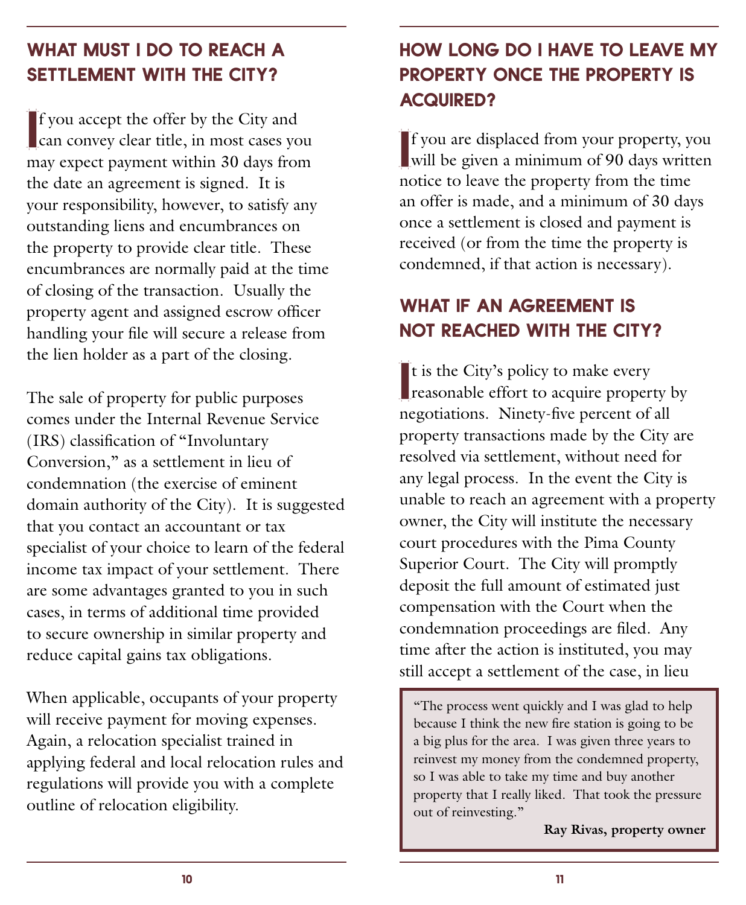## WHAT MUST I DO TO REACH A SETTLEMENT WITH THE CITY?

If you accept the offer by the City and can convey clear title, in most cases you may expect payment within 30 days from the date an agreement is signed. It is your responsibility, however, to satisfy any outstanding liens and encumbrances on the property to provide clear title. These encumbrances are normally paid at the time of closing of the transaction. Usually the property agent and assigned escrow officer handling your file will secure a release from the lien holder as a part of the closing.

The sale of property for public purposes comes under the Internal Revenue Service (IRS) classification of "Involuntary Conversion," as a settlement in lieu of condemnation (the exercise of eminent domain authority of the City). It is suggested that you contact an accountant or tax specialist of your choice to learn of the federal income tax impact of your settlement. There are some advantages granted to you in such cases, in terms of additional time provided to secure ownership in similar property and reduce capital gains tax obligations.

When applicable, occupants of your property will receive payment for moving expenses. Again, a relocation specialist trained in applying federal and local relocation rules and regulations will provide you with a complete outline of relocation eligibility.

## HOW LONG DO I HAVE TO LEAVE MY PROPERTY ONCE THE PROPERTY IS ACQUIRED?

If you are displaced from your property, you will be given a minimum of 90 days written notice to leave the property from the time an offer is made, and a minimum of 30 days once a settlement is closed and payment is received (or from the time the property is condemned, if that action is necessary).

## WHAT IF AN AGREEMENT IS NOT REACHED WITH THE CITY?

It is the City's policy to make every reasonable effort to acquire property by negotiations. Ninety-five percent of all property transactions made by the City are resolved via settlement, without need for any legal process. In the event the City is unable to reach an agreement with a property owner, the City will institute the necessary court procedures with the Pima County Superior Court. The City will promptly deposit the full amount of estimated just compensation with the Court when the condemnation proceedings are filed. Any time after the action is instituted, you may still accept a settlement of the case, in lieu

> "The process went quickly and I was glad to help because I think the new fire station is going to be a big plus for the area. I was given three years to reinvest my money from the condemned property, so I was able to take my time and buy another property that I really liked. That took the pressure out of reinvesting."
>
> **Ray Rivas, property owner**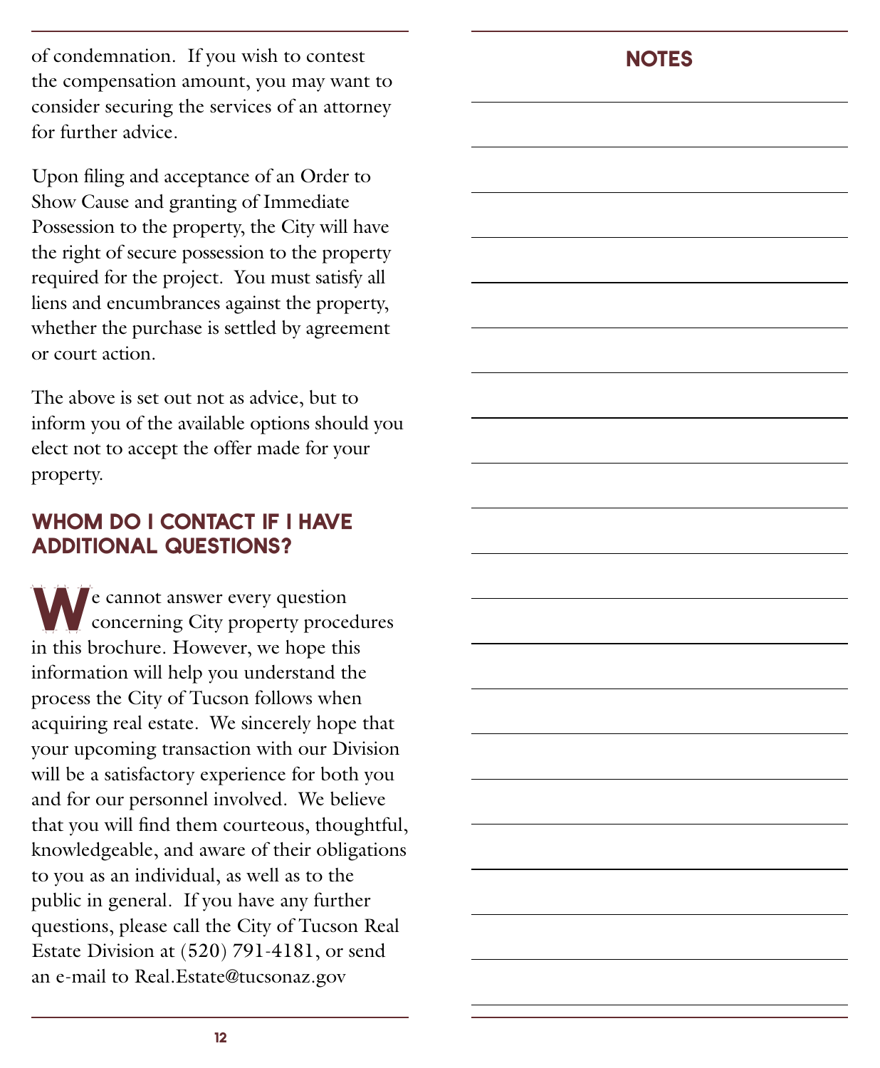of condemnation. If you wish to contest the compensation amount, you may want to consider securing the services of an attorney for further advice.

Upon filing and acceptance of an Order to Show Cause and granting of Immediate Possession to the property, the City will have the right of secure possession to the property required for the project. You must satisfy all liens and encumbrances against the property, whether the purchase is settled by agreement or court action.

The above is set out not as advice, but to inform you of the available options should you elect not to accept the offer made for your property.

## WHOM DO I CONTACT IF I HAVE ADDITIONAL QUESTIONS?

We cannot answer every question concerning City property procedures in this brochure. However, we hope this information will help you understand the process the City of Tucson follows when acquiring real estate. We sincerely hope that your upcoming transaction with our Division will be a satisfactory experience for both you and for our personnel involved. We believe that you will find them courteous, thoughtful, knowledgeable, and aware of their obligations to you as an individual, as well as to the public in general. If you have any further questions, please call the City of Tucson Real Estate Division at (520) 791-4181, or send an e-mail to Real.Estate@tucsonaz.gov

## NOTES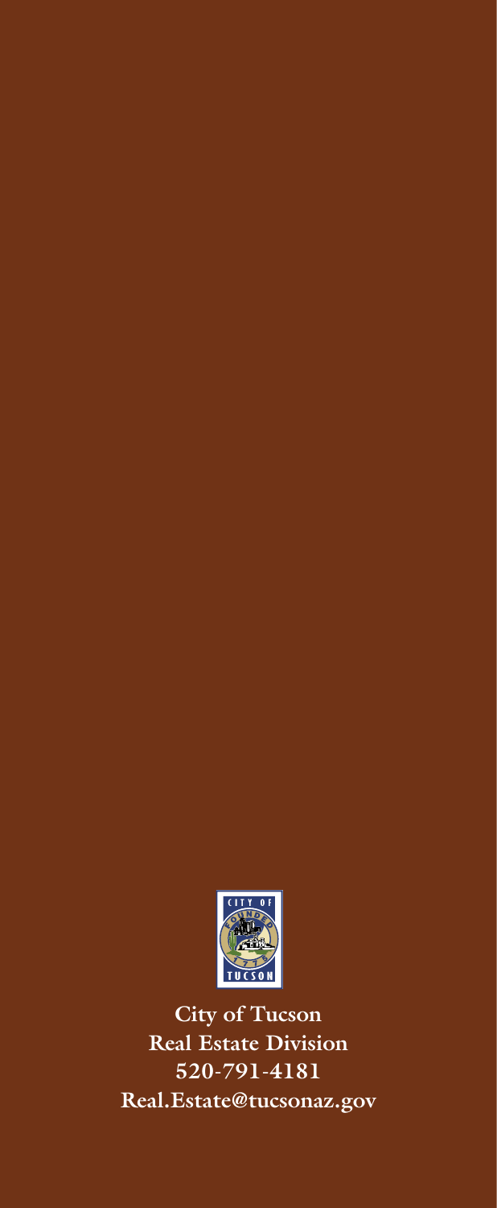**City of Tucson**
**Real Estate Division**
**520-791-4181**
**Real.Estate@tucsonaz.gov**